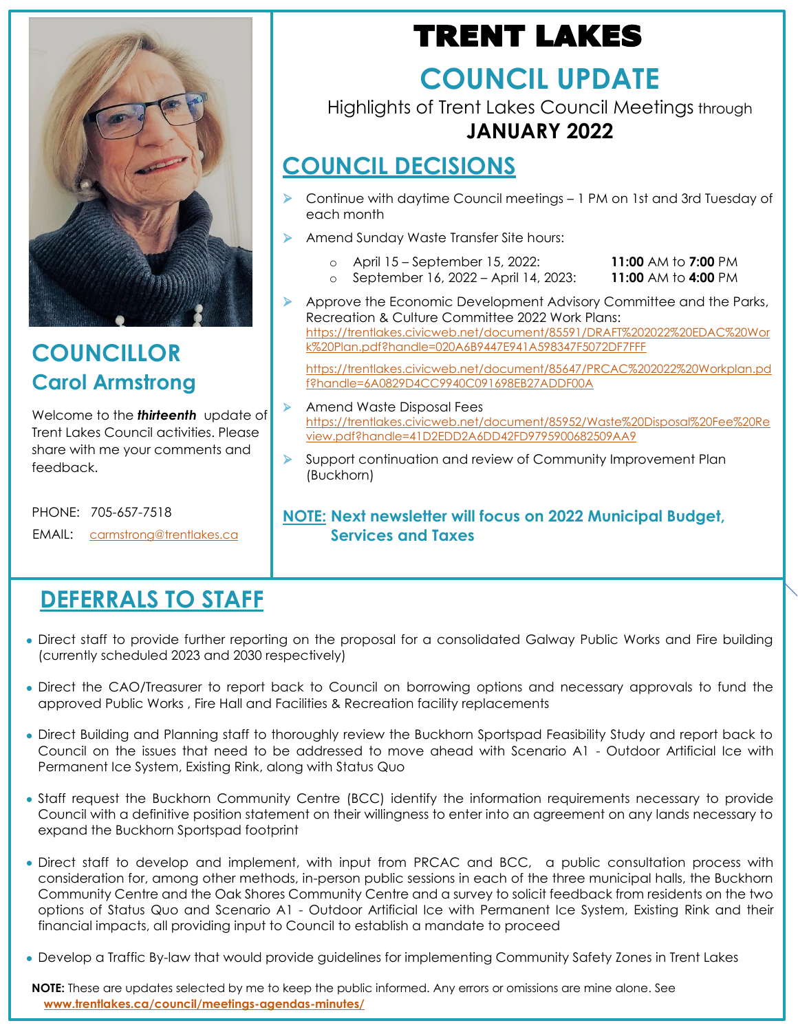# TRENT LAKES

## COUNCIL UPDATE

Highlights of Trent Lakes Council Meetings through **JANUARY 2022**

## COUNCIL DECISIONS

- Continue with daytime Council meetings – 1 PM on 1st and 3rd Tuesday of each month
- Amend Sunday Waste Transfer Site hours:
  - April 15 – September 15, 2022: **11:00** AM to **7:00** PM
  - September 16, 2022 – April 14, 2023: **11:00** AM to **4:00** PM
- Approve the Economic Development Advisory Committee and the Parks, Recreation & Culture Committee 2022 Work Plans:
  https://trentlakes.civicweb.net/document/85591/DRAFT%202022%20EDAC%20Work%20Plan.pdf?handle=020A6B9447E941A598347F5072DF7FFF

  https://trentlakes.civicweb.net/document/85647/PRCAC%202022%20Workplan.pdf?handle=6A0829D4CC9940C091698EB27ADDF00A
- Amend Waste Disposal Fees
  https://trentlakes.civicweb.net/document/85952/Waste%20Disposal%20Fee%20Review.pdf?handle=41D2EDD2A6DD42FD9795900682509AA9
- Support continuation and review of Community Improvement Plan (Buckhorn)

**NOTE: Next newsletter will focus on 2022 Municipal Budget, Services and Taxes**

## COUNCILLOR Carol Armstrong

Welcome to the ***thirteenth*** update of Trent Lakes Council activities. Please share with me your comments and feedback.

PHONE: 705-657-7518

EMAIL: carmstrong@trentlakes.ca

## DEFERRALS TO STAFF

- Direct staff to provide further reporting on the proposal for a consolidated Galway Public Works and Fire building (currently scheduled 2023 and 2030 respectively)
- Direct the CAO/Treasurer to report back to Council on borrowing options and necessary approvals to fund the approved Public Works , Fire Hall and Facilities & Recreation facility replacements
- Direct Building and Planning staff to thoroughly review the Buckhorn Sportspad Feasibility Study and report back to Council on the issues that need to be addressed to move ahead with Scenario A1 - Outdoor Artificial Ice with Permanent Ice System, Existing Rink, along with Status Quo
- Staff request the Buckhorn Community Centre (BCC) identify the information requirements necessary to provide Council with a definitive position statement on their willingness to enter into an agreement on any lands necessary to expand the Buckhorn Sportspad footprint
- Direct staff to develop and implement, with input from PRCAC and BCC, a public consultation process with consideration for, among other methods, in-person public sessions in each of the three municipal halls, the Buckhorn Community Centre and the Oak Shores Community Centre and a survey to solicit feedback from residents on the two options of Status Quo and Scenario A1 - Outdoor Artificial Ice with Permanent Ice System, Existing Rink and their financial impacts, all providing input to Council to establish a mandate to proceed
- Develop a Traffic By-law that would provide guidelines for implementing Community Safety Zones in Trent Lakes

**NOTE:** These are updates selected by me to keep the public informed. Any errors or omissions are mine alone. See **www.trentlakes.ca/council/meetings-agendas-minutes/**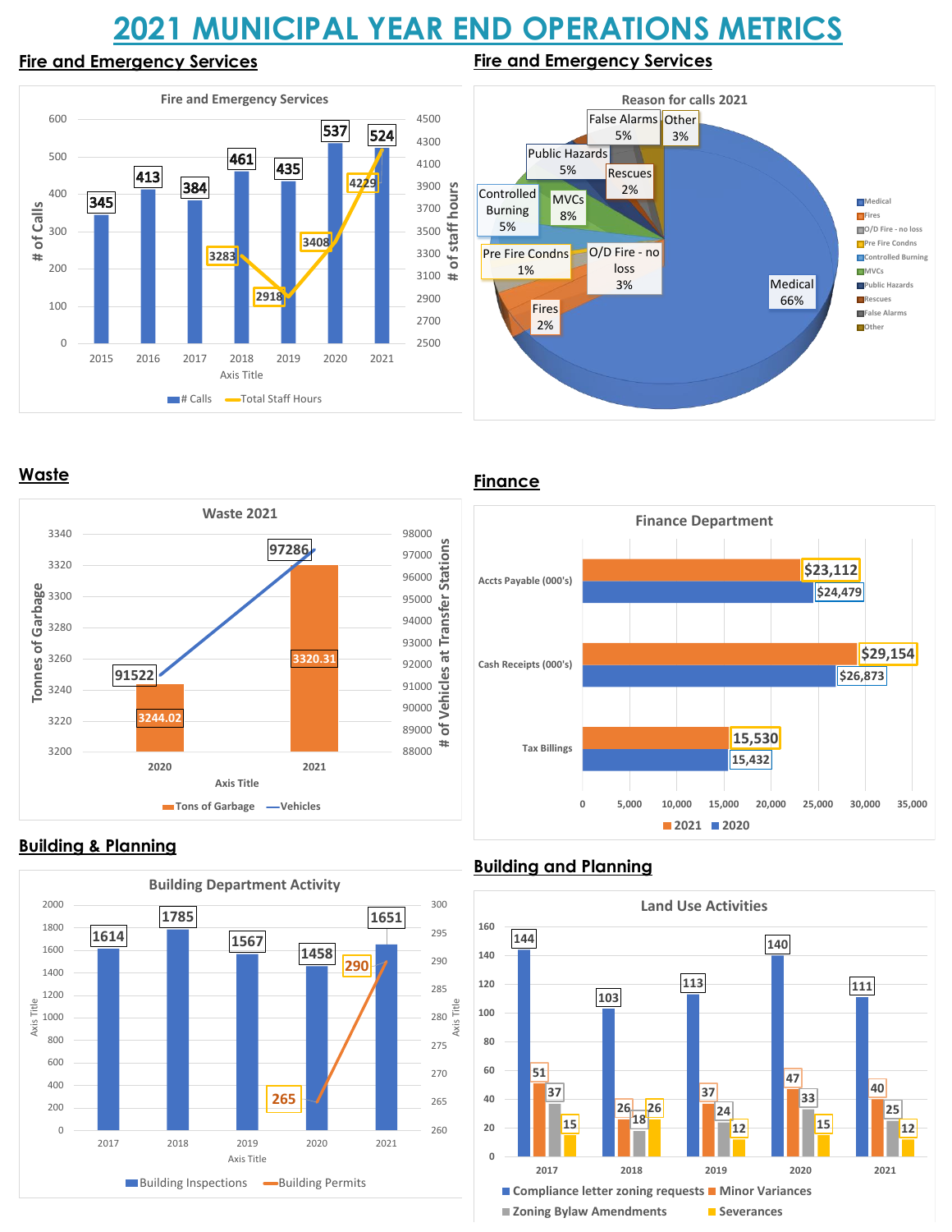# 2021 MUNICIPAL YEAR END OPERATIONS METRICS

## Fire and Emergency Services

**Fire and Emergency Services**

| Year | # Calls | Total Staff Hours |
|---|---|---|
| 2015 | 345 | |
| 2016 | 413 | |
| 2017 | 384 | |
| 2018 | 461 | 3283 |
| 2019 | 435 | 2918 |
| 2020 | 537 | 3408 |
| 2021 | 524 | 4229 |

## Fire and Emergency Services

**Reason for calls 2021**

| Reason | % |
|---|---|
| Medical | 66% |
| Fires | 2% |
| O/D Fire - no loss | 3% |
| Pre Fire Condns | 1% |
| Controlled Burning | 5% |
| MVCs | 8% |
| Public Hazards | 5% |
| Rescues | 2% |
| False Alarms | 5% |
| Other | 3% |

## Waste

**Waste 2021**

| Year | Tons of Garbage | Vehicles |
|---|---|---|
| 2020 | 3244.02 | 91522 |
| 2021 | 3320.31 | 97286 |

## Finance

**Finance Department**

| | 2021 | 2020 |
|---|---|---|
| Accts Payable (000's) | $23,112 | $24,479 |
| Cash Receipts (000's) | $29,154 | $26,873 |
| Tax Billings | 15,530 | 15,432 |

## Building & Planning

**Building Department Activity**

| Year | Building Inspections | Building Permits |
|---|---|---|
| 2017 | 1614 | |
| 2018 | 1785 | |
| 2019 | 1567 | |
| 2020 | 1458 | 265 |
| 2021 | 1651 | 290 |

## Building and Planning

**Land Use Activities**

| Year | Compliance letter zoning requests | Minor Variances | Zoning Bylaw Amendments | Severances |
|---|---|---|---|---|
| 2017 | 144 | 51 | 37 | 15 |
| 2018 | 103 | 26 | 18 | 26 |
| 2019 | 113 | 37 | 24 | 12 |
| 2020 | 140 | 47 | 33 | 15 |
| 2021 | 111 | 40 | 25 | 12 |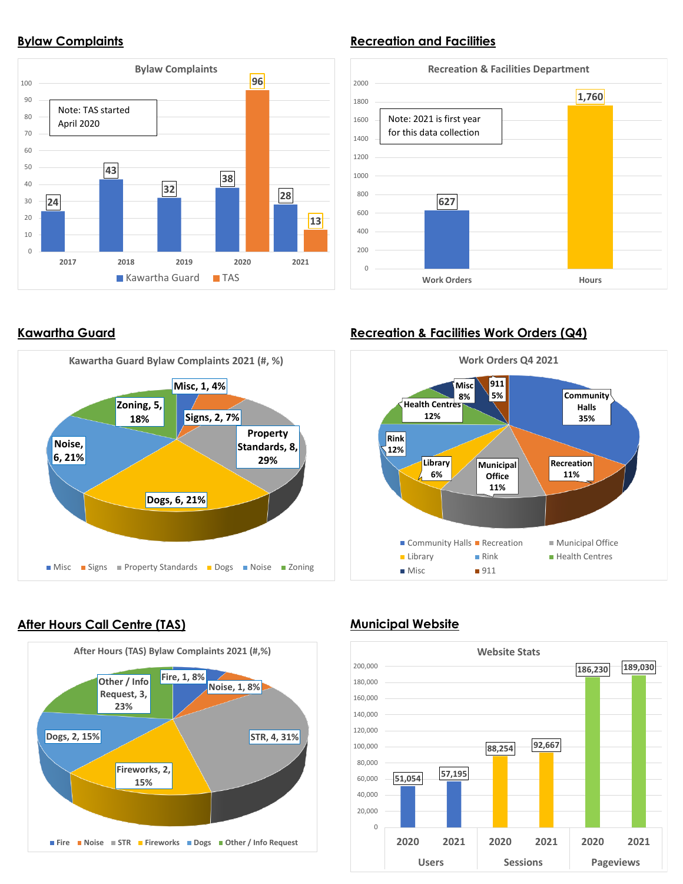## Bylaw Complaints

Bylaw Complaints

Note: TAS started April 2020

100
90
80
70
60
50
40
30
20
10
0

24
43
32
38
96
28
13

2017
2018
2019
2020
2021

Kawartha Guard
TAS

## Recreation and Facilities

Recreation & Facilities Department

Note: 2021 is first year for this data collection

2000
1800
1600
1400
1200
1000
800
600
400
200
0

627
1,760

Work Orders
Hours

## Kawartha Guard

Kawartha Guard Bylaw Complaints 2021 (#, %)

Misc, 1, 4%
Signs, 2, 7%
Property Standards, 8, 29%
Dogs, 6, 21%
Noise, 6, 21%
Zoning, 5, 18%

Misc
Signs
Property Standards
Dogs
Noise
Zoning

## Recreation & Facilities Work Orders (Q4)

Work Orders Q4 2021

Community Halls 35%
Recreation 11%
Municipal Office 11%
Library 6%
Rink 12%
Health Centres 12%
Misc 8%
911 5%

Community Halls
Recreation
Municipal Office
Library
Rink
Health Centres
Misc
911

## After Hours Call Centre (TAS)

After Hours (TAS) Bylaw Complaints 2021 (#,%)

Fire, 1, 8%
Noise, 1, 8%
STR, 4, 31%
Fireworks, 2, 15%
Dogs, 2, 15%
Other / Info Request, 3, 23%

Fire
Noise
STR
Fireworks
Dogs
Other / Info Request

## Municipal Website

Website Stats

200,000
180,000
160,000
140,000
120,000
100,000
80,000
60,000
40,000
20,000
0

51,054
57,195
88,254
92,667
186,230
189,030

2020
2021
2020
2021
2020
2021

Users
Sessions
Pageviews